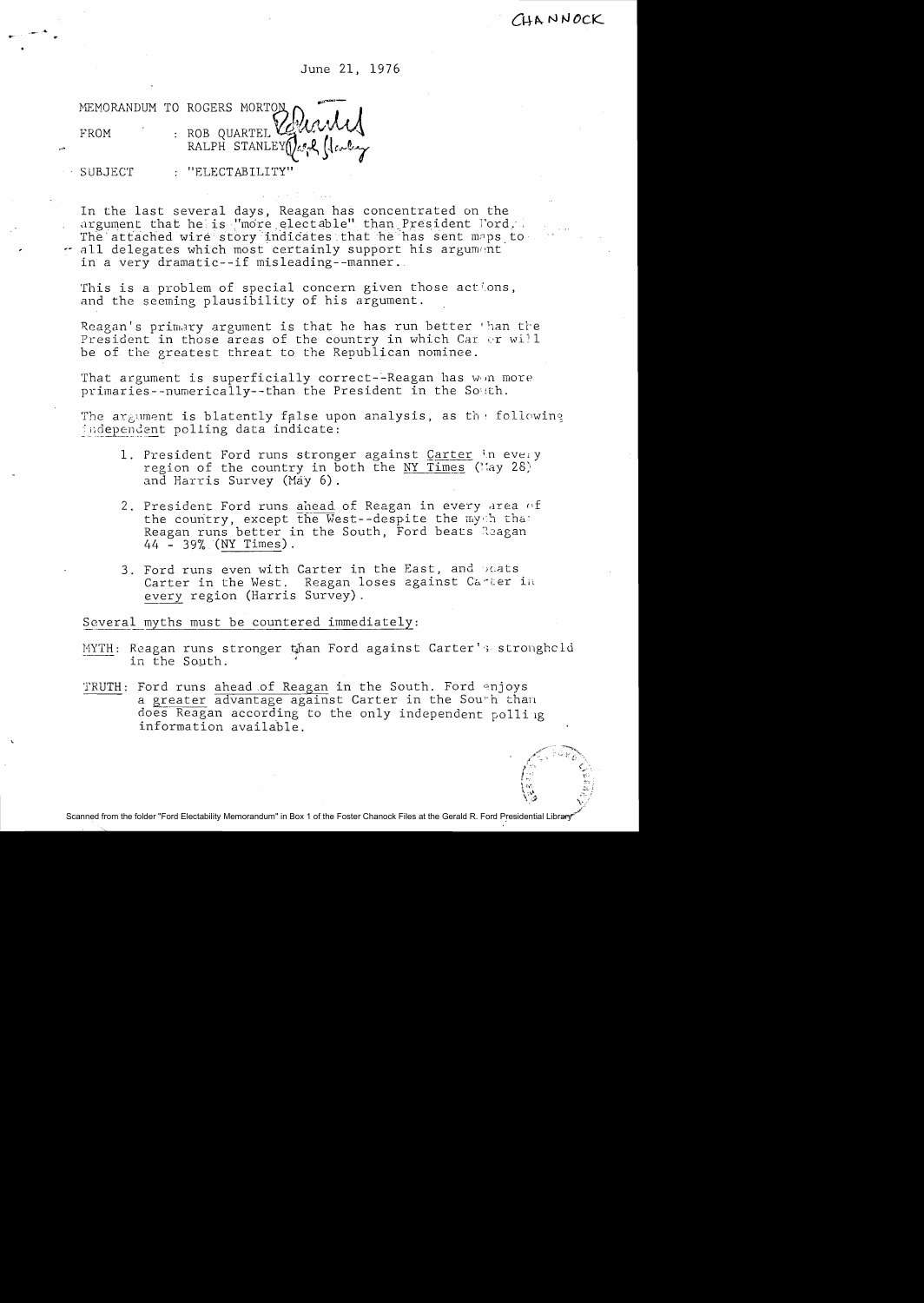CHANNOCK

June 21, 1976

MEMORANDUM TO ROGERS MORTON

FROM : ROB QUARTEL
RALPH STANLEY

SUBJECT : "ELECTABILITY"

In the last several days, Reagan has concentrated on the argument that he is "more electable" than President Ford. The attached wire story indicates that he has sent maps to all delegates which most certainly support his argument in a very dramatic--if misleading--manner.

This is a problem of special concern given those actions, and the seeming plausibility of his argument.

Reagan's primary argument is that he has run better than the President in those areas of the country in which Carter will be of the greatest threat to the Republican nominee.

That argument is superficially correct--Reagan has won more primaries--numerically--than the President in the South.

The argument is blatantly false upon analysis, as the following independent polling data indicate:

1. President Ford runs stronger against <u>Carter</u> in every region of the country in both the <u>NY Times</u> (May 28) and Harris Survey (May 6).

2. President Ford runs <u>ahead</u> of Reagan in every area of the country, except <u>the West</u>--despite the myth that Reagan runs better in the South, Ford beats Reagan 44 - 39% (<u>NY Times</u>).

3. Ford runs even with Carter in the East, and beats Carter in the West. Reagan loses against Carter in <u>every</u> region (Harris Survey).

<u>Several myths must be countered immediately</u>:

<u>MYTH</u>: Reagan runs stronger than Ford against Carter's stronghold in the South.

<u>TRUTH</u>: Ford runs <u>ahead of Reagan</u> in the South. Ford enjoys a <u>greater</u> advantage against Carter in the South than does Reagan according to the only independent polling information available.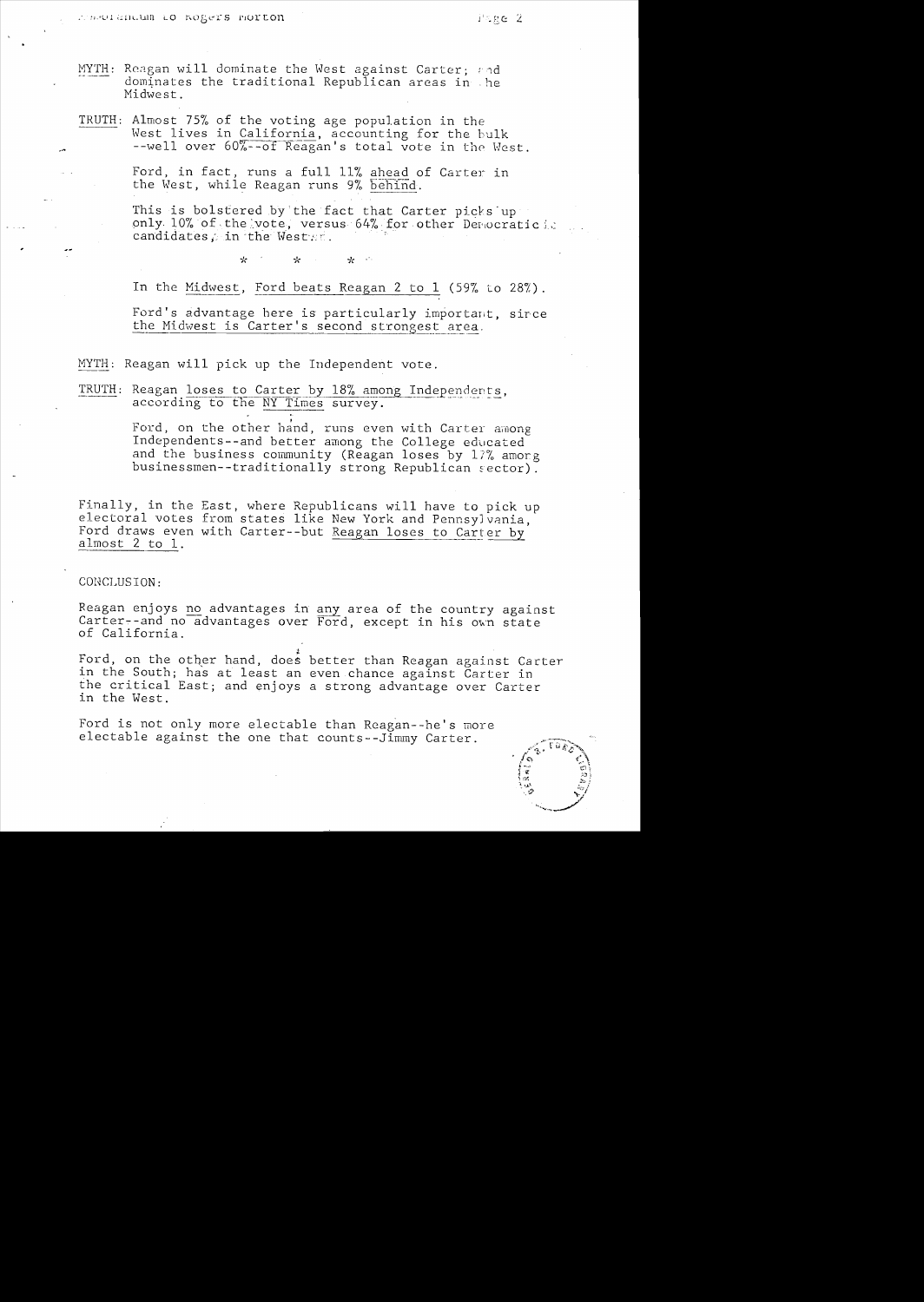MYTH: Reagan will dominate the West against Carter; and dominates the traditional Republican areas in the Midwest.

TRUTH: Almost 75% of the voting age population in the West lives in California, accounting for the bulk --well over 60%--of Reagan's total vote in the West.

Ford, in fact, runs a full 11% ahead of Carter in the West, while Reagan runs 9% behind.

This is bolstered by the fact that Carter picks up only 10% of the vote, versus 64% for other Democratic candidates, in the West.

\* \* \*

In the Midwest, Ford beats Reagan 2 to 1 (59% to 28%).

Ford's advantage here is particularly important, since the Midwest is Carter's second strongest area.

MYTH: Reagan will pick up the Independent vote.

TRUTH: Reagan loses to Carter by 18% among Independents, according to the NY Times survey.

Ford, on the other hand, runs even with Carter among Independents--and better among the College educated and the business community (Reagan loses by 17% among businessmen--traditionally strong Republican sector).

Finally, in the East, where Republicans will have to pick up electoral votes from states like New York and Pennsylvania, Ford draws even with Carter--but Reagan loses to Carter by almost 2 to 1.

CONCLUSION:

Reagan enjoys no advantages in any area of the country against Carter--and no advantages over Ford, except in his own state of California.

Ford, on the other hand, does better than Reagan against Carter in the South; has at least an even chance against Carter in the critical East; and enjoys a strong advantage over Carter in the West.

Ford is not only more electable than Reagan--he's more electable against the one that counts--Jimmy Carter.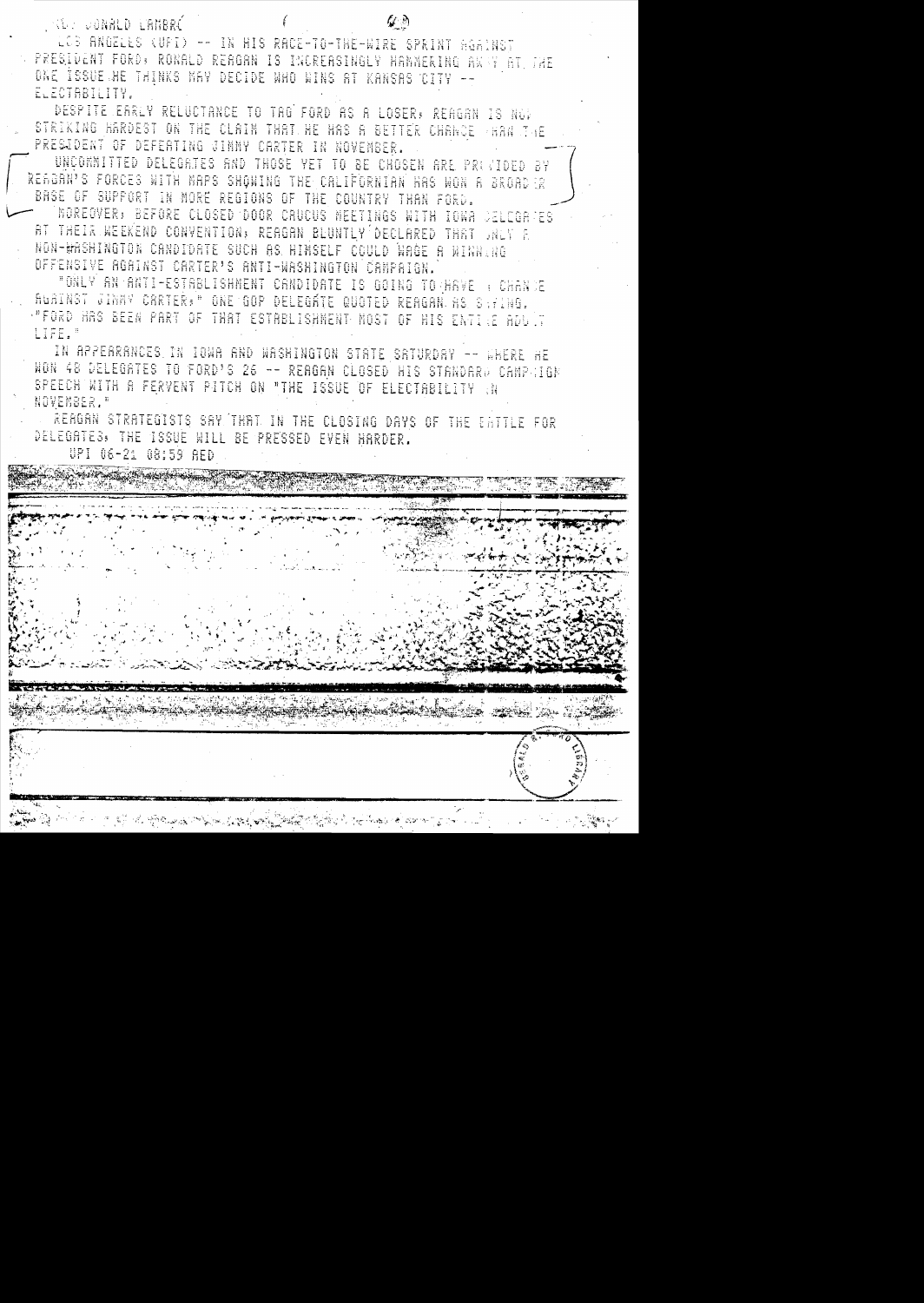BY DONALD LAMBRO

LOS ANGELES (UPI) -- IN HIS RACE-TO-THE-WIRE SPRINT AGAINST PRESIDENT FORD, RONALD REAGAN IS INCREASINGLY HAMMERING AWAY AT THE ONE ISSUE HE THINKS MAY DECIDE WHO WINS AT KANSAS CITY -- ELECTABILITY.

DESPITE EARLY RELUCTANCE TO TAG FORD AS A LOSER, REAGAN IS NOW STRIKING HARDEST ON THE CLAIM THAT HE HAS A BETTER CHANCE THAN THE PRESIDENT OF DEFEATING JIMMY CARTER IN NOVEMBER.

UNCOMMITTED DELEGATES AND THOSE YET TO BE CHOSEN ARE PROVIDED BY REAGAN'S FORCES WITH MAPS SHOWING THE CALIFORNIAN HAS WON A BROADER BASE OF SUPPORT IN MORE REGIONS OF THE COUNTRY THAN FORD.

MOREOVER, BEFORE CLOSED DOOR CAUCUS MEETINGS WITH IOWA DELEGATES AT THEIR WEEKEND CONVENTION, REAGAN BLUNTLY DECLARED THAT ONLY A NON-WASHINGTON CANDIDATE SUCH AS HIMSELF COULD WAGE A WINNING OFFENSIVE AGAINST CARTER'S ANTI-WASHINGTON CAMPAIGN.

"ONLY AN ANTI-ESTABLISHMENT CANDIDATE IS GOING TO HAVE A CHANCE AGAINST JIMMY CARTER," ONE GOP DELEGATE QUOTED REAGAN AS SAYING. "FORD HAS BEEN PART OF THAT ESTABLISHMENT MOST OF HIS ENTIRE ADULT LIFE."

IN APPEARANCES IN IOWA AND WASHINGTON STATE SATURDAY -- WHERE HE WON 48 DELEGATES TO FORD'S 26 -- REAGAN CLOSED HIS STANDARD CAMPAIGN SPEECH WITH A FERVENT PITCH ON "THE ISSUE OF ELECTABILITY IN NOVEMBER."

REAGAN STRATEGISTS SAY THAT IN THE CLOSING DAYS OF THE BATTLE FOR DELEGATES, THE ISSUE WILL BE PRESSED EVEN HARDER.

UPI 06-21 08:59 AED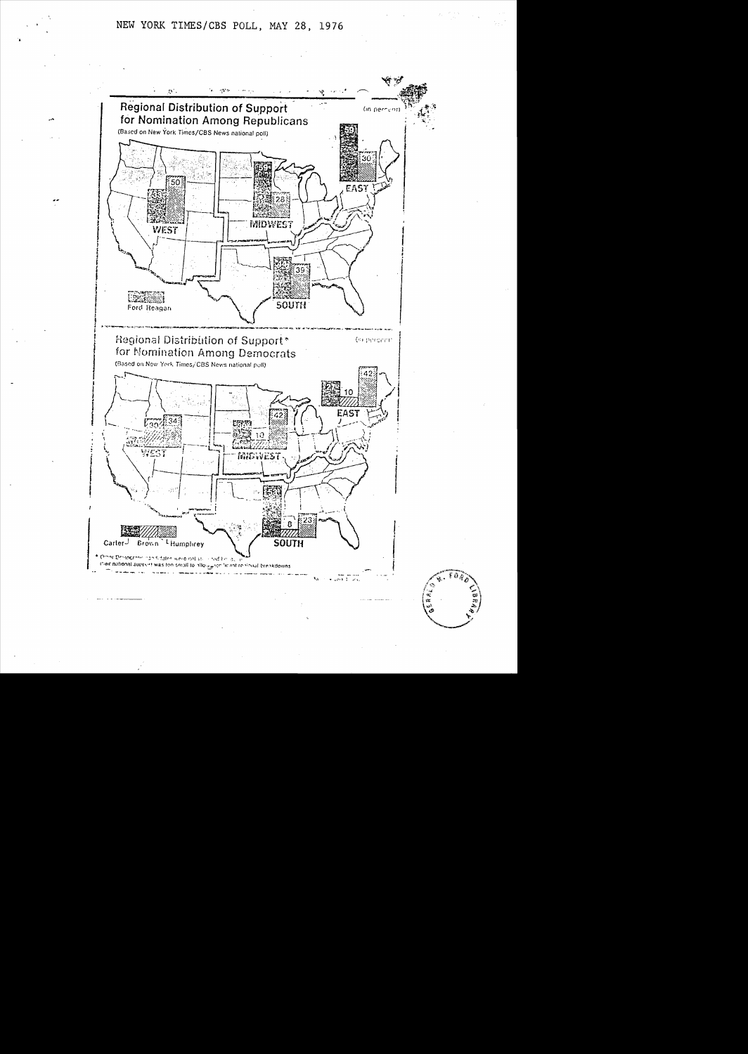NEW YORK TIMES/CBS POLL, MAY 28, 1976

## Regional Distribution of Support for Nomination Among Republicans

(in percent)

(Based on New York Times/CBS News national poll)

| Region | Ford | Reagan |
|---|---|---|
| West | 35 | 50 |
| Midwest | 56 | 28 |
| East | 59 | 30 |
| South | | 39 |

## Regional Distribution of Support* for Nomination Among Democrats

(in percent)

(Based on New York Times/CBS News national poll)

| Region | Carter | Brown | Humphrey |
|---|---|---|---|
| West | 30 | | 34 |
| Midwest | | 10 | 42 |
| East | 27 | 10 | 42 |
| South | | 8 | 23 |

\* Other Democratic candidates were not included because their national support was too small to allow significant regional breakdowns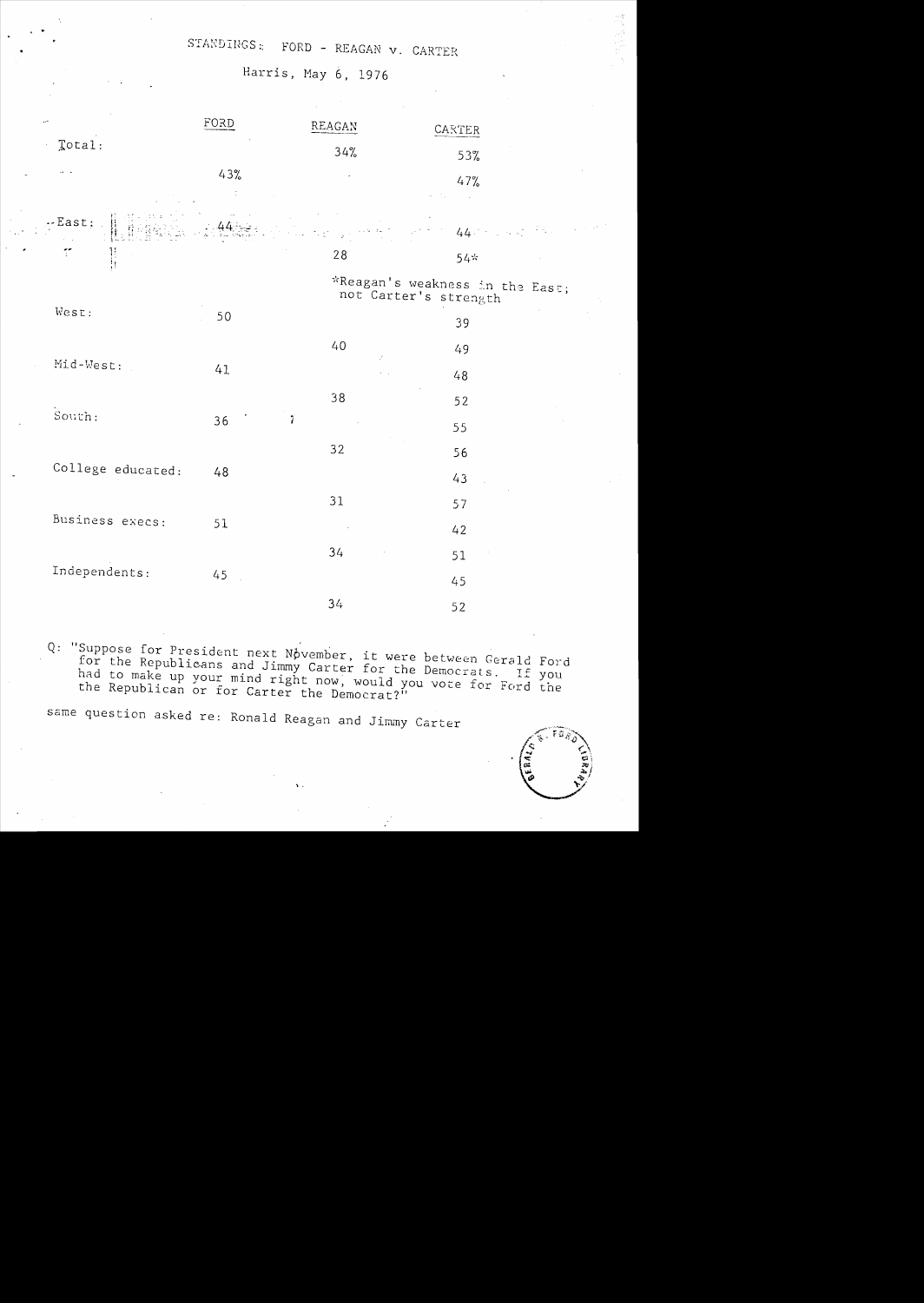# STANDINGS: FORD - REAGAN v. CARTER

## Harris, May 6, 1976

| | FORD | REAGAN | CARTER |
|---|---|---|---|
| Total: | | 34% | 53% |
| | 43% | | 47% |
| East: | 44 | | 44 |
| | | 28 | 54* |
| West: | 50 | | 39 |
| | | 40 | 49 |
| Mid-West: | 41 | | 48 |
| | | 38 | 52 |
| South: | 36 | | 55 |
| | | 32 | 56 |
| College educated: | 48 | | 43 |
| | | 31 | 57 |
| Business execs: | 51 | | 42 |
| | | 34 | 51 |
| Independents: | 45 | | 45 |
| | | 34 | 52 |

*Reagan's weakness in the East; not Carter's strength

Q: "Suppose for President next November, it were between Gerald Ford for the Republicans and Jimmy Carter for the Democrats. If you had to make up your mind right now, would you vote for Ford the Republican or for Carter the Democrat?"

same question asked re: Ronald Reagan and Jimmy Carter